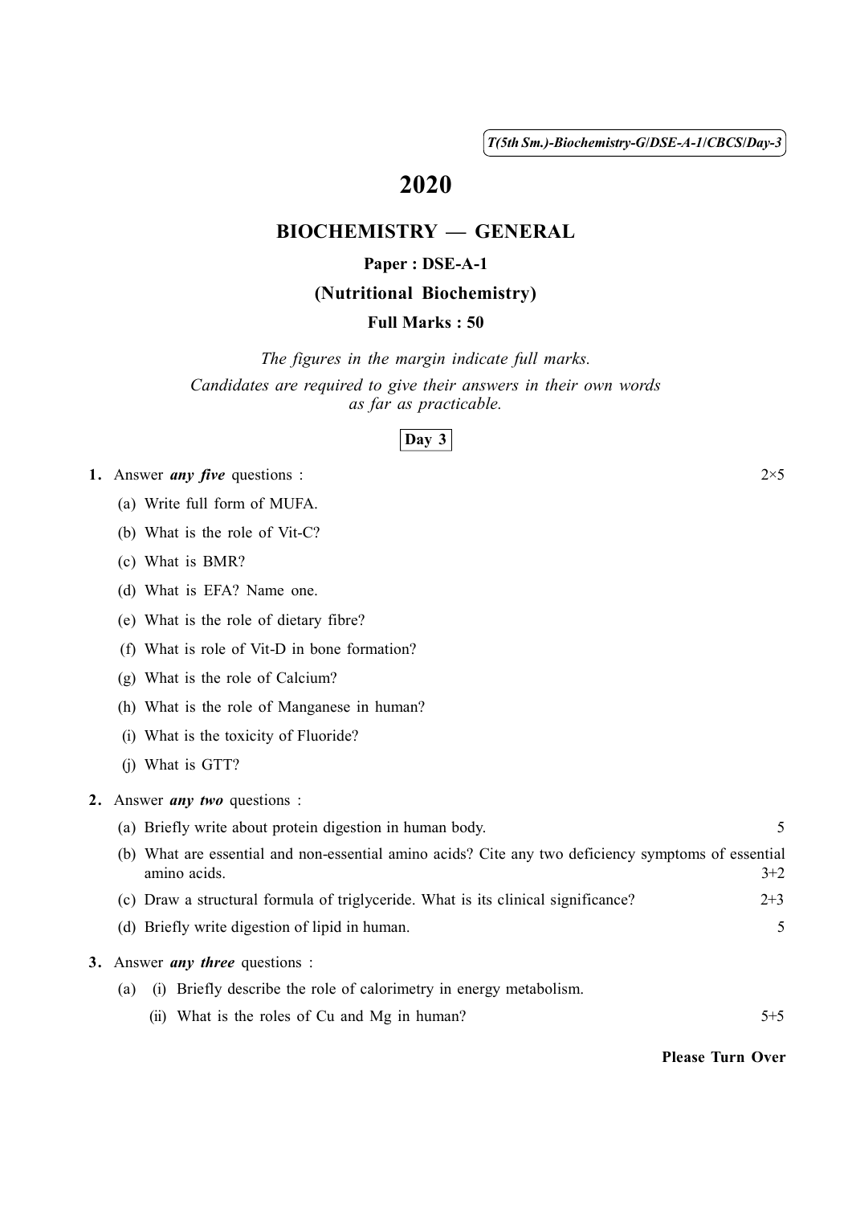T(5th Sm.)-Biochemistry-G/DSE-A-1/CBCS/Day-3

# 2020

## BIOCHEMISTRY — GENERAL

### Paper : DSE-A-1

### (Nutritional Biochemistry)

### Full Marks : 50

*The figures in the margin indicate full marks.*

*Candidates are required to give their answers in their own words as far as practicable.*

**Day 3**

**1.** Answer ***any five*** questions : 2×5

(a) Write full form of MUFA.

(b) What is the role of Vit-C?

(c) What is BMR?

(d) What is EFA? Name one.

(e) What is the role of dietary fibre?

(f) What is role of Vit-D in bone formation?

(g) What is the role of Calcium?

(h) What is the role of Manganese in human?

(i) What is the toxicity of Fluoride?

(j) What is GTT?

**2.** Answer ***any two*** questions :

(a) Briefly write about protein digestion in human body. 5

(b) What are essential and non-essential amino acids? Cite any two deficiency symptoms of essential amino acids. 3+2

(c) Draw a structural formula of triglyceride. What is its clinical significance? 2+3

(d) Briefly write digestion of lipid in human. 5

**3.** Answer ***any three*** questions :

(a) (i) Briefly describe the role of calorimetry in energy metabolism.

(ii) What is the roles of Cu and Mg in human? 5+5

**Please Turn Over**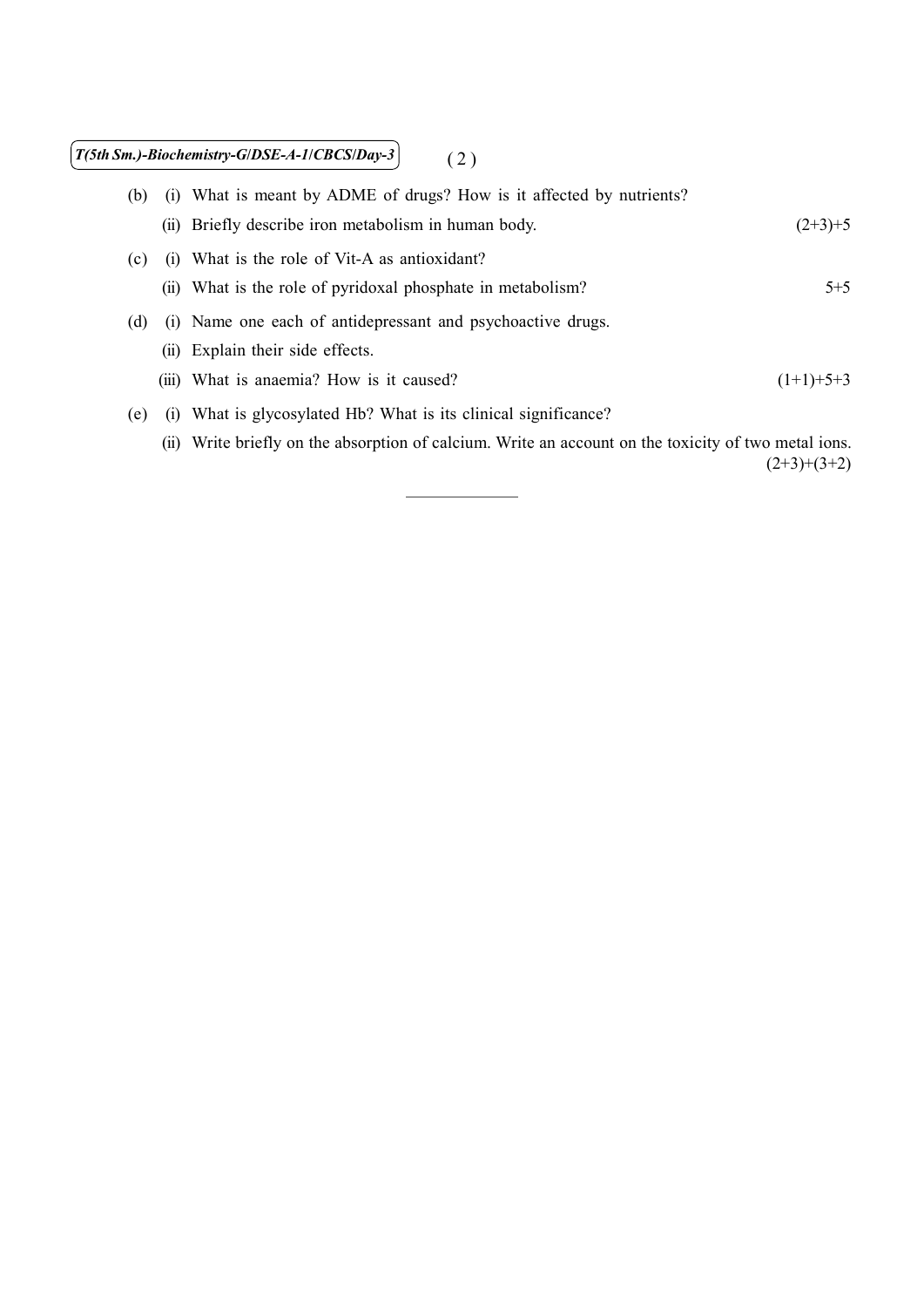(b) (i) What is meant by ADME of drugs? How is it affected by nutrients?

(ii) Briefly describe iron metabolism in human body. (2+3)+5

(c) (i) What is the role of Vit-A as antioxidant?

(ii) What is the role of pyridoxal phosphate in metabolism? 5+5

(d) (i) Name one each of antidepressant and psychoactive drugs.

(ii) Explain their side effects.

(iii) What is anaemia? How is it caused? (1+1)+5+3

(e) (i) What is glycosylated Hb? What is its clinical significance?

(ii) Write briefly on the absorption of calcium. Write an account on the toxicity of two metal ions. (2+3)+(3+2)

---